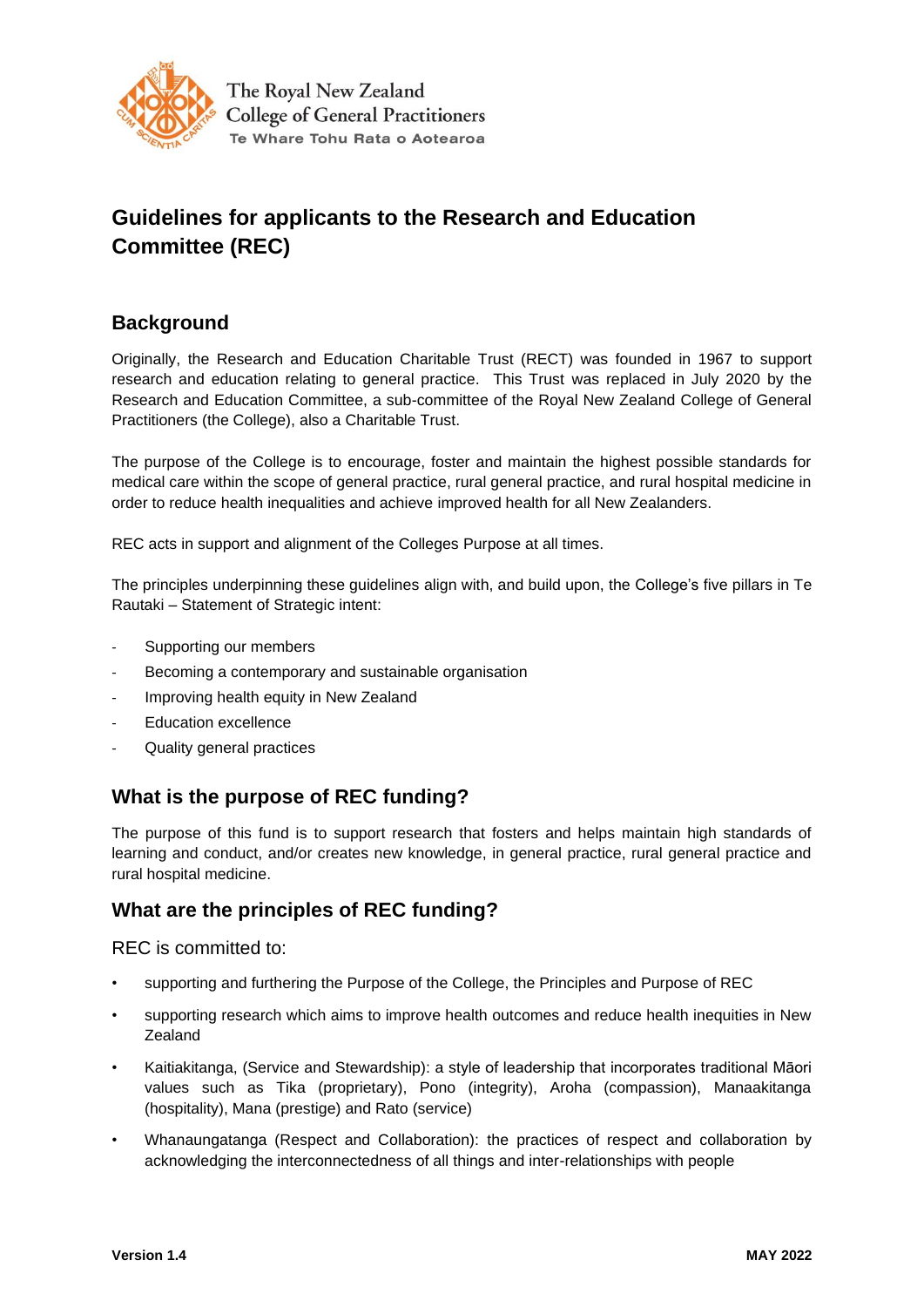The Royal New Zealand College of General Practitioners
Te Whare Tohu Rata o Aotearoa

# Guidelines for applicants to the Research and Education Committee (REC)

## Background

Originally, the Research and Education Charitable Trust (RECT) was founded in 1967 to support research and education relating to general practice. This Trust was replaced in July 2020 by the Research and Education Committee, a sub-committee of the Royal New Zealand College of General Practitioners (the College), also a Charitable Trust.

The purpose of the College is to encourage, foster and maintain the highest possible standards for medical care within the scope of general practice, rural general practice, and rural hospital medicine in order to reduce health inequalities and achieve improved health for all New Zealanders.

REC acts in support and alignment of the Colleges Purpose at all times.

The principles underpinning these guidelines align with, and build upon, the College's five pillars in Te Rautaki – Statement of Strategic intent:

- Supporting our members
- Becoming a contemporary and sustainable organisation
- Improving health equity in New Zealand
- Education excellence
- Quality general practices

## What is the purpose of REC funding?

The purpose of this fund is to support research that fosters and helps maintain high standards of learning and conduct, and/or creates new knowledge, in general practice, rural general practice and rural hospital medicine.

## What are the principles of REC funding?

REC is committed to:

- supporting and furthering the Purpose of the College, the Principles and Purpose of REC
- supporting research which aims to improve health outcomes and reduce health inequities in New Zealand
- Kaitiakitanga, (Service and Stewardship): a style of leadership that incorporates traditional Māori values such as Tika (proprietary), Pono (integrity), Aroha (compassion), Manaakitanga (hospitality), Mana (prestige) and Rato (service)
- Whanaungatanga (Respect and Collaboration): the practices of respect and collaboration by acknowledging the interconnectedness of all things and inter-relationships with people

**Version 1.4** **MAY 2022**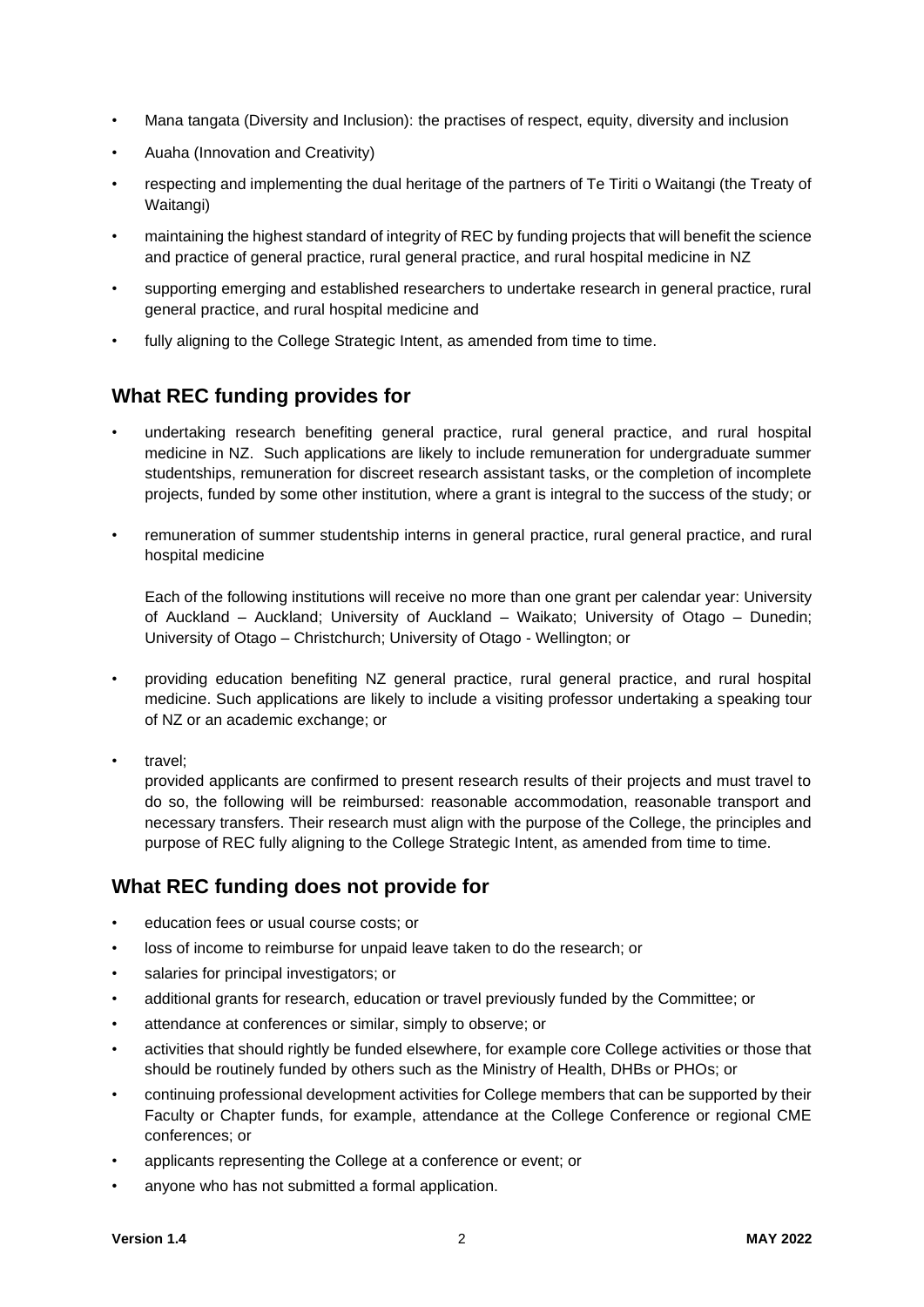- Mana tangata (Diversity and Inclusion): the practises of respect, equity, diversity and inclusion
- Auaha (Innovation and Creativity)
- respecting and implementing the dual heritage of the partners of Te Tiriti o Waitangi (the Treaty of Waitangi)
- maintaining the highest standard of integrity of REC by funding projects that will benefit the science and practice of general practice, rural general practice, and rural hospital medicine in NZ
- supporting emerging and established researchers to undertake research in general practice, rural general practice, and rural hospital medicine and
- fully aligning to the College Strategic Intent, as amended from time to time.

## What REC funding provides for

- undertaking research benefiting general practice, rural general practice, and rural hospital medicine in NZ. Such applications are likely to include remuneration for undergraduate summer studentships, remuneration for discreet research assistant tasks, or the completion of incomplete projects, funded by some other institution, where a grant is integral to the success of the study; or
- remuneration of summer studentship interns in general practice, rural general practice, and rural hospital medicine

  Each of the following institutions will receive no more than one grant per calendar year: University of Auckland – Auckland; University of Auckland – Waikato; University of Otago – Dunedin; University of Otago – Christchurch; University of Otago - Wellington; or

- providing education benefiting NZ general practice, rural general practice, and rural hospital medicine. Such applications are likely to include a visiting professor undertaking a speaking tour of NZ or an academic exchange; or
- travel;

  provided applicants are confirmed to present research results of their projects and must travel to do so, the following will be reimbursed: reasonable accommodation, reasonable transport and necessary transfers. Their research must align with the purpose of the College, the principles and purpose of REC fully aligning to the College Strategic Intent, as amended from time to time.

## What REC funding does not provide for

- education fees or usual course costs; or
- loss of income to reimburse for unpaid leave taken to do the research; or
- salaries for principal investigators; or
- additional grants for research, education or travel previously funded by the Committee; or
- attendance at conferences or similar, simply to observe; or
- activities that should rightly be funded elsewhere, for example core College activities or those that should be routinely funded by others such as the Ministry of Health, DHBs or PHOs; or
- continuing professional development activities for College members that can be supported by their Faculty or Chapter funds, for example, attendance at the College Conference or regional CME conferences; or
- applicants representing the College at a conference or event; or
- anyone who has not submitted a formal application.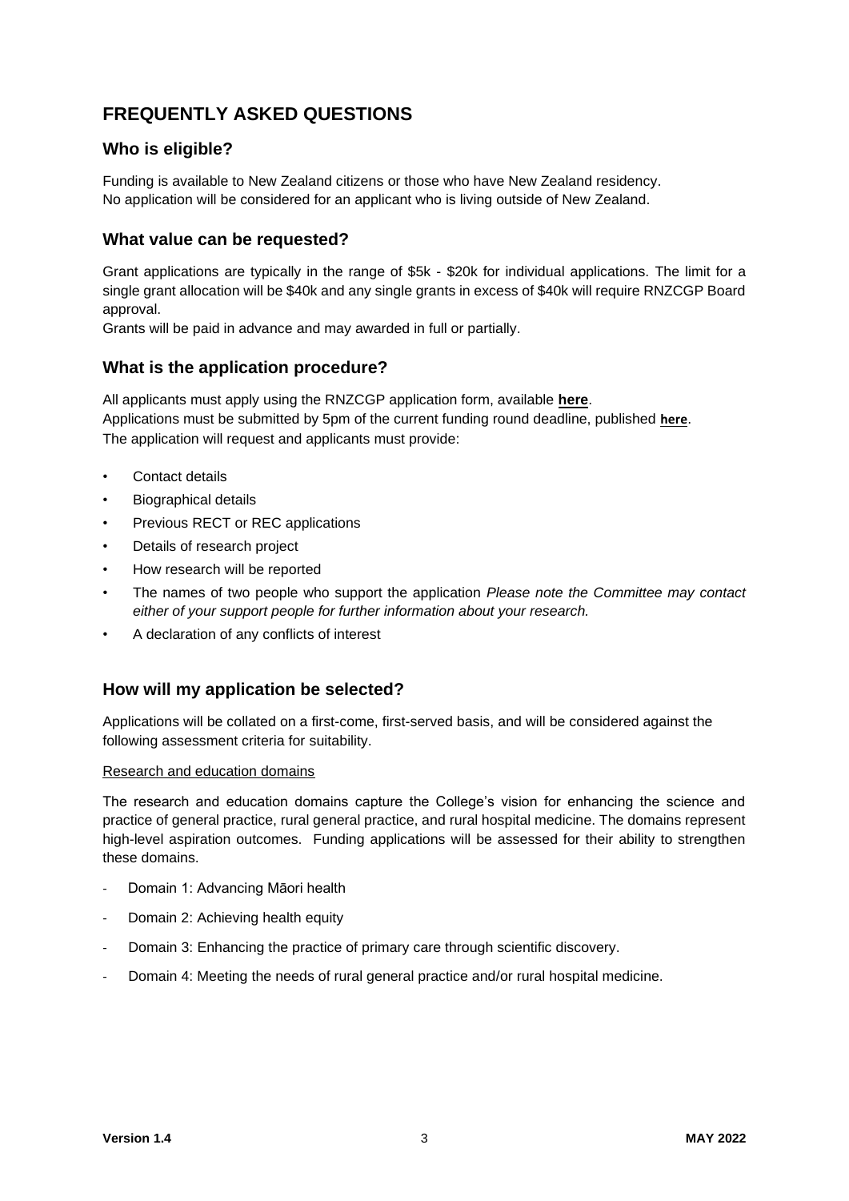## FREQUENTLY ASKED QUESTIONS

### Who is eligible?

Funding is available to New Zealand citizens or those who have New Zealand residency.
No application will be considered for an applicant who is living outside of New Zealand.

### What value can be requested?

Grant applications are typically in the range of $5k - $20k for individual applications. The limit for a single grant allocation will be $40k and any single grants in excess of $40k will require RNZCGP Board approval.
Grants will be paid in advance and may awarded in full or partially.

### What is the application procedure?

All applicants must apply using the RNZCGP application form, available **here**.
Applications must be submitted by 5pm of the current funding round deadline, published **here**.
The application will request and applicants must provide:

- Contact details
- Biographical details
- Previous RECT or REC applications
- Details of research project
- How research will be reported
- The names of two people who support the application *Please note the Committee may contact either of your support people for further information about your research.*
- A declaration of any conflicts of interest

### How will my application be selected?

Applications will be collated on a first-come, first-served basis, and will be considered against the following assessment criteria for suitability.

Research and education domains

The research and education domains capture the College's vision for enhancing the science and practice of general practice, rural general practice, and rural hospital medicine. The domains represent high-level aspiration outcomes. Funding applications will be assessed for their ability to strengthen these domains.

- Domain 1: Advancing Māori health
- Domain 2: Achieving health equity
- Domain 3: Enhancing the practice of primary care through scientific discovery.
- Domain 4: Meeting the needs of rural general practice and/or rural hospital medicine.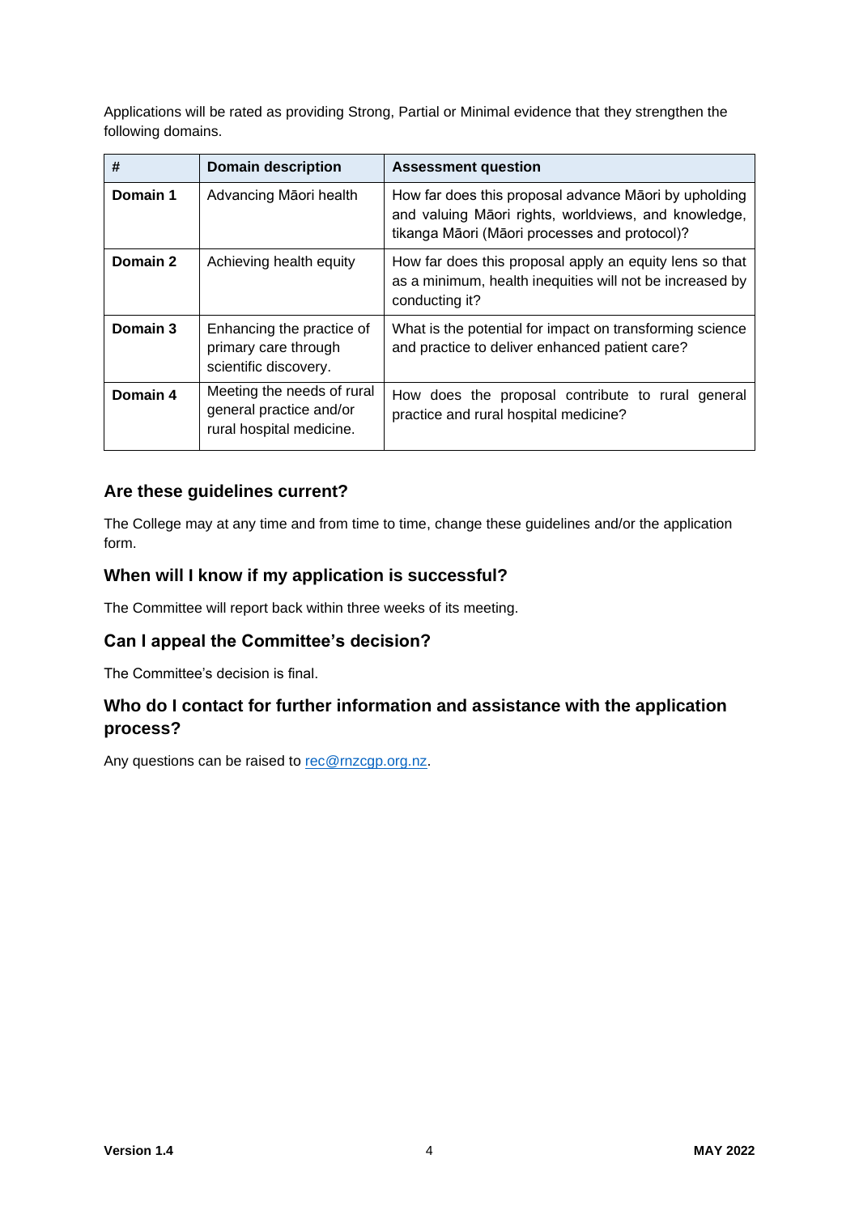Applications will be rated as providing Strong, Partial or Minimal evidence that they strengthen the following domains.

| # | Domain description | Assessment question |
|---|---|---|
| **Domain 1** | Advancing Māori health | How far does this proposal advance Māori by upholding and valuing Māori rights, worldviews, and knowledge, tikanga Māori (Māori processes and protocol)? |
| **Domain 2** | Achieving health equity | How far does this proposal apply an equity lens so that as a minimum, health inequities will not be increased by conducting it? |
| **Domain 3** | Enhancing the practice of primary care through scientific discovery. | What is the potential for impact on transforming science and practice to deliver enhanced patient care? |
| **Domain 4** | Meeting the needs of rural general practice and/or rural hospital medicine. | How does the proposal contribute to rural general practice and rural hospital medicine? |

## Are these guidelines current?

The College may at any time and from time to time, change these guidelines and/or the application form.

## When will I know if my application is successful?

The Committee will report back within three weeks of its meeting.

## Can I appeal the Committee's decision?

The Committee's decision is final.

## Who do I contact for further information and assistance with the application process?

Any questions can be raised to rec@rnzcgp.org.nz.